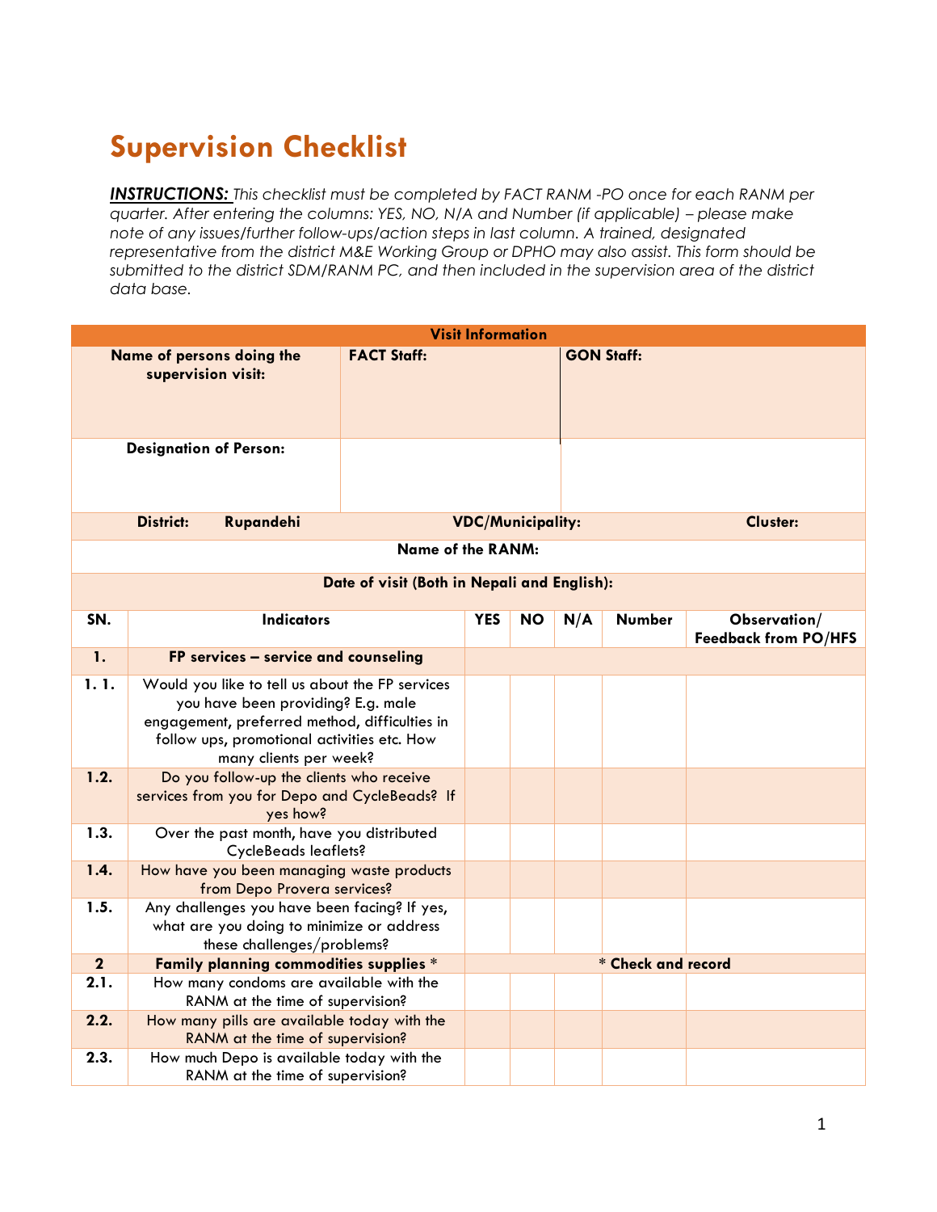# Supervision Checklist

***INSTRUCTIONS:*** *This checklist must be completed by FACT RANM -PO once for each RANM per quarter. After entering the columns: YES, NO, N/A and Number (if applicable) – please make note of any issues/further follow-ups/action steps in last column. A trained, designated representative from the district M&E Working Group or DPHO may also assist. This form should be submitted to the district SDM/RANM PC, and then included in the supervision area of the district data base.*

| **Visit Information** | | |
|---|---|---|
| **Name of persons doing the supervision visit:** | **FACT Staff:** | **GON Staff:** |
| **Designation of Person:** | | |
| **District: Rupandehi** | **VDC/Municipality:** | **Cluster:** |
| **Name of the RANM:** | | |
| **Date of visit (Both in Nepali and English):** | | |

| SN. | Indicators | YES | NO | N/A | Number | Observation/ Feedback from PO/HFS |
|---|---|---|---|---|---|---|
| **1.** | **FP services – service and counseling** | | | | | |
| **1. 1.** | Would you like to tell us about the FP services you have been providing? E.g. male engagement, preferred method, difficulties in follow ups, promotional activities etc. How many clients per week? | | | | | |
| **1.2.** | Do you follow-up the clients who receive services from you for Depo and CycleBeads? If yes how? | | | | | |
| **1.3.** | Over the past month, have you distributed CycleBeads leaflets? | | | | | |
| **1.4.** | How have you been managing waste products from Depo Provera services? | | | | | |
| **1.5.** | Any challenges you have been facing? If yes, what are you doing to minimize or address these challenges/problems? | | | | | |
| **2** | **Family planning commodities supplies \*** | **\* Check and record** | | | | |
| **2.1.** | How many condoms are available with the RANM at the time of supervision? | | | | | |
| **2.2.** | How many pills are available today with the RANM at the time of supervision? | | | | | |
| **2.3.** | How much Depo is available today with the RANM at the time of supervision? | | | | | |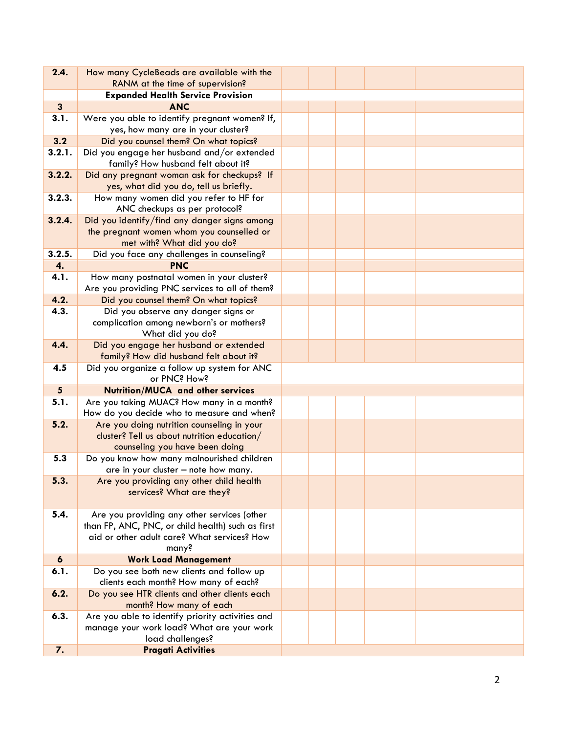| | | | | | |
|---|---|---|---|---|---|
| **2.4.** | How many CycleBeads are available with the RANM at the time of supervision? | | | | |
| | **Expanded Health Service Provision** | | | | |
| **3** | **ANC** | | | | |
| **3.1.** | Were you able to identify pregnant women? If, yes, how many are in your cluster? | | | | |
| **3.2** | Did you counsel them? On what topics? | | | | |
| **3.2.1.** | Did you engage her husband and/or extended family? How husband felt about it? | | | | |
| **3.2.2.** | Did any pregnant woman ask for checkups? If yes, what did you do, tell us briefly. | | | | |
| **3.2.3.** | How many women did you refer to HF for ANC checkups as per protocol? | | | | |
| **3.2.4.** | Did you identify/find any danger signs among the pregnant women whom you counselled or met with? What did you do? | | | | |
| **3.2.5.** | Did you face any challenges in counseling? | | | | |
| **4.** | **PNC** | | | | |
| **4.1.** | How many postnatal women in your cluster? Are you providing PNC services to all of them? | | | | |
| **4.2.** | Did you counsel them? On what topics? | | | | |
| **4.3.** | Did you observe any danger signs or complication among newborn's or mothers? What did you do? | | | | |
| **4.4.** | Did you engage her husband or extended family? How did husband felt about it? | | | | |
| **4.5** | Did you organize a follow up system for ANC or PNC? How? | | | | |
| **5** | **Nutrition/MUCA and other services** | | | | |
| **5.1.** | Are you taking MUAC? How many in a month? How do you decide who to measure and when? | | | | |
| **5.2.** | Are you doing nutrition counseling in your cluster? Tell us about nutrition education/ counseling you have been doing | | | | |
| **5.3** | Do you know how many malnourished children are in your cluster – note how many. | | | | |
| **5.3.** | Are you providing any other child health services? What are they? | | | | |
| **5.4.** | Are you providing any other services (other than FP, ANC, PNC, or child health) such as first aid or other adult care? What services? How many? | | | | |
| **6** | **Work Load Management** | | | | |
| **6.1.** | Do you see both new clients and follow up clients each month? How many of each? | | | | |
| **6.2.** | Do you see HTR clients and other clients each month? How many of each | | | | |
| **6.3.** | Are you able to identify priority activities and manage your work load? What are your work load challenges? | | | | |
| **7.** | **Pragati Activities** | | | | |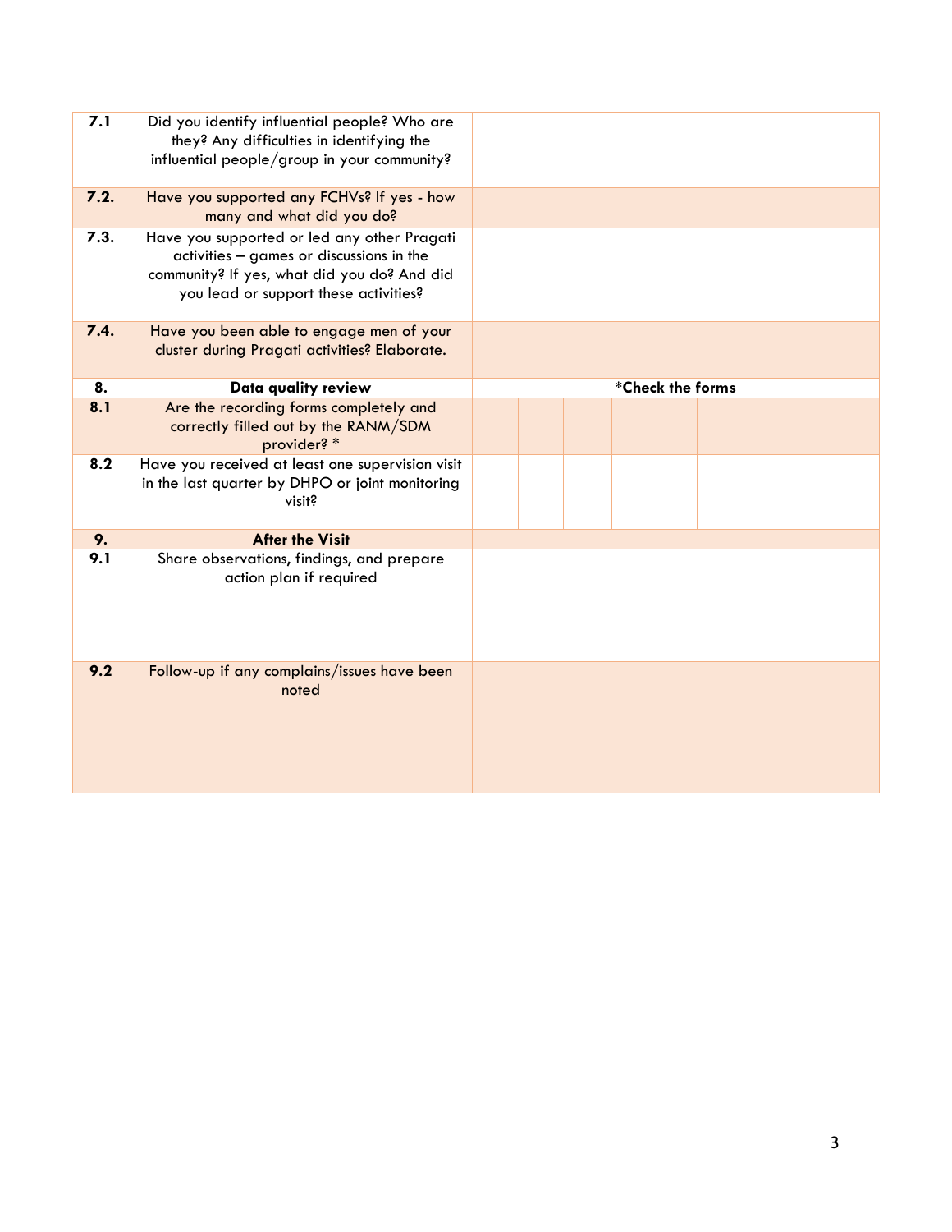| | | |
|---|---|---|
| **7.1** | Did you identify influential people? Who are they? Any difficulties in identifying the influential people/group in your community? | |
| **7.2.** | Have you supported any FCHVs? If yes - how many and what did you do? | |
| **7.3.** | Have you supported or led any other Pragati activities – games or discussions in the community? If yes, what did you do? And did you lead or support these activities? | |
| **7.4.** | Have you been able to engage men of your cluster during Pragati activities? Elaborate. | |
| **8.** | **Data quality review** | ***Check the forms** |
| **8.1** | Are the recording forms completely and correctly filled out by the RANM/SDM provider? * | |
| **8.2** | Have you received at least one supervision visit in the last quarter by DHPO or joint monitoring visit? | |
| **9.** | **After the Visit** | |
| **9.1** | Share observations, findings, and prepare action plan if required | |
| **9.2** | Follow-up if any complains/issues have been noted | |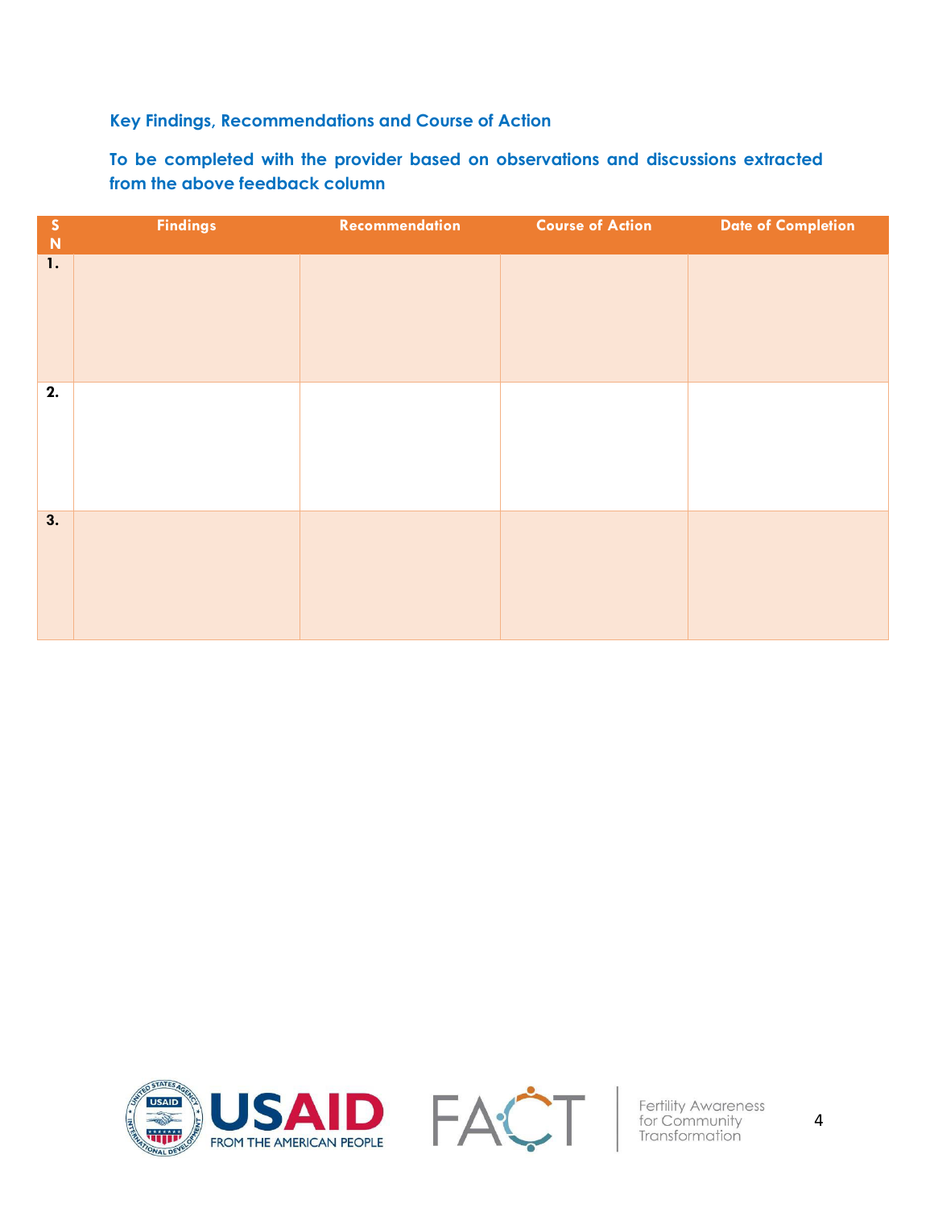### Key Findings, Recommendations and Course of Action

**To be completed with the provider based on observations and discussions extracted from the above feedback column**

| SN | Findings | Recommendation | Course of Action | Date of Completion |
|---|---|---|---|---|
| 1. | | | | |
| 2. | | | | |
| 3. | | | | |